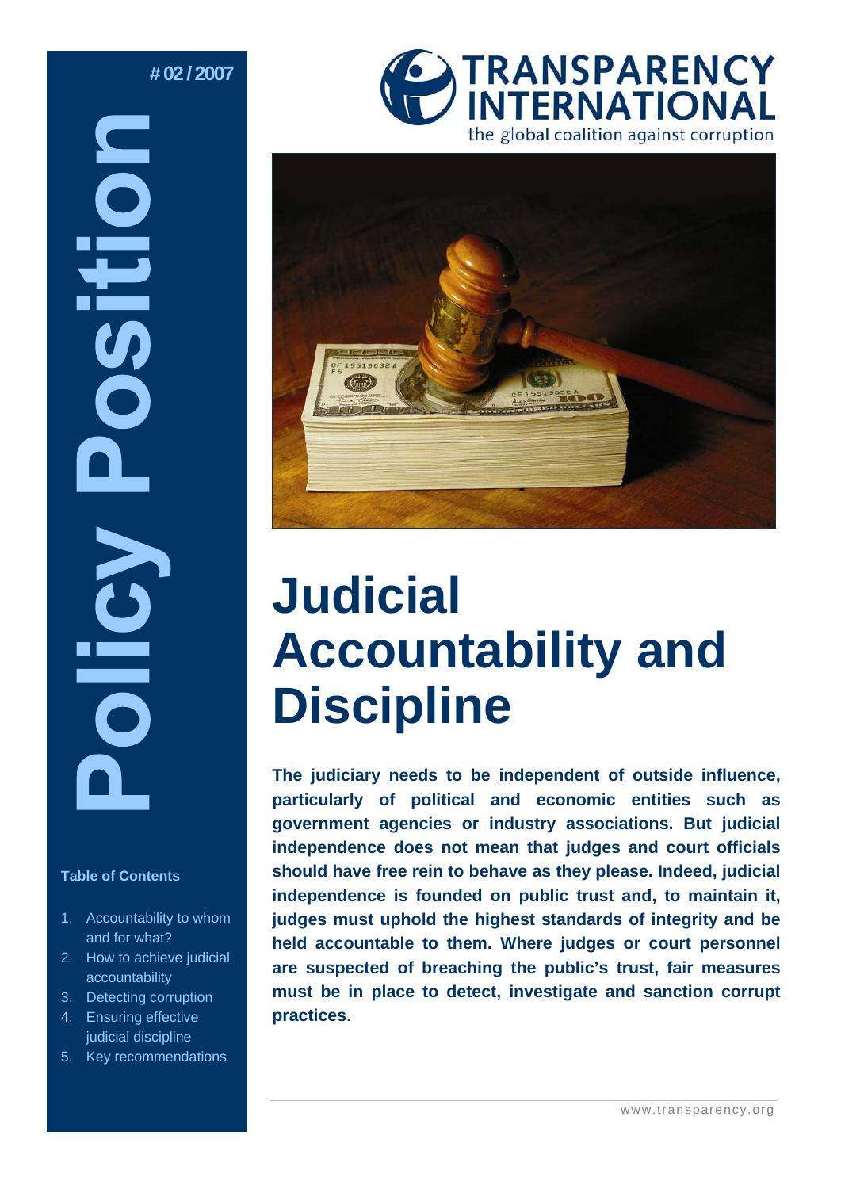# 02 / 2007

**Policy Position**

TRANSPARENCY INTERNATIONAL

the global coalition against corruption

# Judicial Accountability and Discipline

**The judiciary needs to be independent of outside influence, particularly of political and economic entities such as government agencies or industry associations. But judicial independence does not mean that judges and court officials should have free rein to behave as they please. Indeed, judicial independence is founded on public trust and, to maintain it, judges must uphold the highest standards of integrity and be held accountable to them. Where judges or court personnel are suspected of breaching the public's trust, fair measures must be in place to detect, investigate and sanction corrupt practices.**

**Table of Contents**

1. Accountability to whom and for what?
2. How to achieve judicial accountability
3. Detecting corruption
4. Ensuring effective judicial discipline
5. Key recommendations

www.transparency.org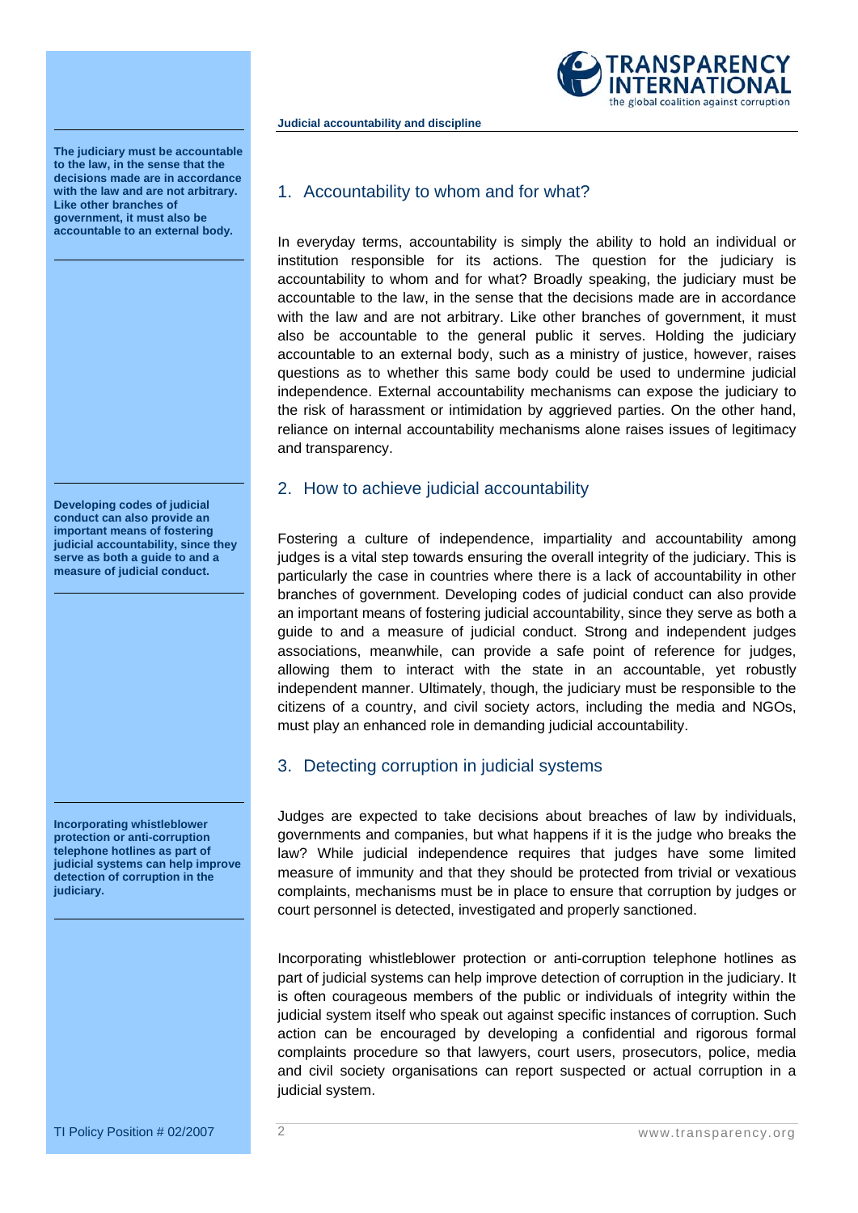**The judiciary must be accountable to the law, in the sense that the decisions made are in accordance with the law and are not arbitrary. Like other branches of government, it must also be accountable to an external body.**

## 1. Accountability to whom and for what?

In everyday terms, accountability is simply the ability to hold an individual or institution responsible for its actions. The question for the judiciary is accountability to whom and for what? Broadly speaking, the judiciary must be accountable to the law, in the sense that the decisions made are in accordance with the law and are not arbitrary. Like other branches of government, it must also be accountable to the general public it serves. Holding the judiciary accountable to an external body, such as a ministry of justice, however, raises questions as to whether this same body could be used to undermine judicial independence. External accountability mechanisms can expose the judiciary to the risk of harassment or intimidation by aggrieved parties. On the other hand, reliance on internal accountability mechanisms alone raises issues of legitimacy and transparency.

**Developing codes of judicial conduct can also provide an important means of fostering judicial accountability, since they serve as both a guide to and a measure of judicial conduct.**

## 2. How to achieve judicial accountability

Fostering a culture of independence, impartiality and accountability among judges is a vital step towards ensuring the overall integrity of the judiciary. This is particularly the case in countries where there is a lack of accountability in other branches of government. Developing codes of judicial conduct can also provide an important means of fostering judicial accountability, since they serve as both a guide to and a measure of judicial conduct. Strong and independent judges associations, meanwhile, can provide a safe point of reference for judges, allowing them to interact with the state in an accountable, yet robustly independent manner. Ultimately, though, the judiciary must be responsible to the citizens of a country, and civil society actors, including the media and NGOs, must play an enhanced role in demanding judicial accountability.

**Incorporating whistleblower protection or anti-corruption telephone hotlines as part of judicial systems can help improve detection of corruption in the judiciary.**

## 3. Detecting corruption in judicial systems

Judges are expected to take decisions about breaches of law by individuals, governments and companies, but what happens if it is the judge who breaks the law? While judicial independence requires that judges have some limited measure of immunity and that they should be protected from trivial or vexatious complaints, mechanisms must be in place to ensure that corruption by judges or court personnel is detected, investigated and properly sanctioned.

Incorporating whistleblower protection or anti-corruption telephone hotlines as part of judicial systems can help improve detection of corruption in the judiciary. It is often courageous members of the public or individuals of integrity within the judicial system itself who speak out against specific instances of corruption. Such action can be encouraged by developing a confidential and rigorous formal complaints procedure so that lawyers, court users, prosecutors, police, media and civil society organisations can report suspected or actual corruption in a judicial system.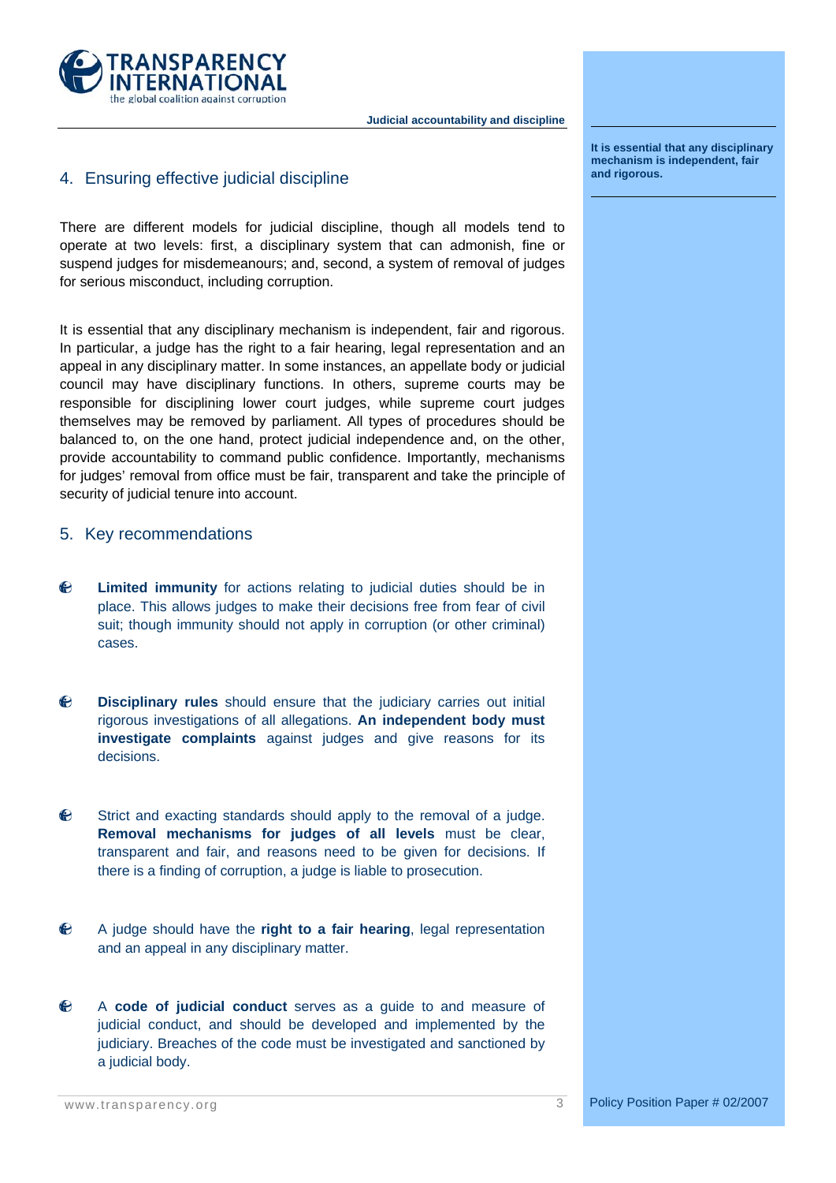## 4. Ensuring effective judicial discipline

There are different models for judicial discipline, though all models tend to operate at two levels: first, a disciplinary system that can admonish, fine or suspend judges for misdemeanours; and, second, a system of removal of judges for serious misconduct, including corruption.

It is essential that any disciplinary mechanism is independent, fair and rigorous. In particular, a judge has the right to a fair hearing, legal representation and an appeal in any disciplinary matter. In some instances, an appellate body or judicial council may have disciplinary functions. In others, supreme courts may be responsible for disciplining lower court judges, while supreme court judges themselves may be removed by parliament. All types of procedures should be balanced to, on the one hand, protect judicial independence and, on the other, provide accountability to command public confidence. Importantly, mechanisms for judges' removal from office must be fair, transparent and take the principle of security of judicial tenure into account.

**It is essential that any disciplinary mechanism is independent, fair and rigorous.**

## 5. Key recommendations

- **Limited immunity** for actions relating to judicial duties should be in place. This allows judges to make their decisions free from fear of civil suit; though immunity should not apply in corruption (or other criminal) cases.

- **Disciplinary rules** should ensure that the judiciary carries out initial rigorous investigations of all allegations. **An independent body must investigate complaints** against judges and give reasons for its decisions.

- Strict and exacting standards should apply to the removal of a judge. **Removal mechanisms for judges of all levels** must be clear, transparent and fair, and reasons need to be given for decisions. If there is a finding of corruption, a judge is liable to prosecution.

- A judge should have the **right to a fair hearing**, legal representation and an appeal in any disciplinary matter.

- A **code of judicial conduct** serves as a guide to and measure of judicial conduct, and should be developed and implemented by the judiciary. Breaches of the code must be investigated and sanctioned by a judicial body.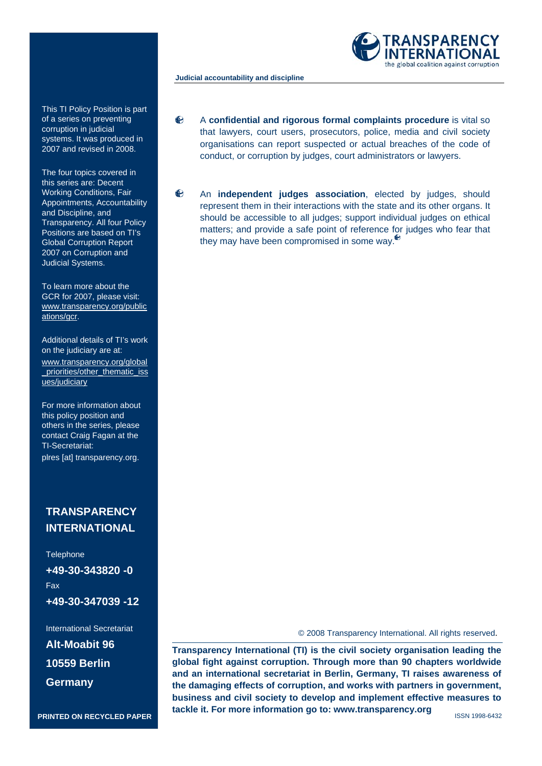**Judicial accountability and discipline**

- A **confidential and rigorous formal complaints procedure** is vital so that lawyers, court users, prosecutors, police, media and civil society organisations can report suspected or actual breaches of the code of conduct, or corruption by judges, court administrators or lawyers.

- An **independent judges association**, elected by judges, should represent them in their interactions with the state and its other organs. It should be accessible to all judges; support individual judges on ethical matters; and provide a safe point of reference for judges who fear that they may have been compromised in some way.

This TI Policy Position is part of a series on preventing corruption in judicial systems. It was produced in 2007 and revised in 2008.

The four topics covered in this series are: Decent Working Conditions, Fair Appointments, Accountability and Discipline, and Transparency. All four Policy Positions are based on TI's Global Corruption Report 2007 on Corruption and Judicial Systems.

To learn more about the GCR for 2007, please visit: www.transparency.org/publications/gcr.

Additional details of TI's work on the judiciary are at: www.transparency.org/global_priorities/other_thematic_issues/judiciary

For more information about this policy position and others in the series, please contact Craig Fagan at the TI-Secretariat: plres [at] transparency.org.

**TRANSPARENCY INTERNATIONAL**

Telephone
**+49-30-343820 -0**
Fax
**+49-30-347039 -12**

International Secretariat
**Alt-Moabit 96**
**10559 Berlin**
**Germany**

**PRINTED ON RECYCLED PAPER**

© 2008 Transparency International. All rights reserved.

**Transparency International (TI) is the civil society organisation leading the global fight against corruption. Through more than 90 chapters worldwide and an international secretariat in Berlin, Germany, TI raises awareness of the damaging effects of corruption, and works with partners in government, business and civil society to develop and implement effective measures to tackle it. For more information go to: www.transparency.org**

ISSN 1998-6432